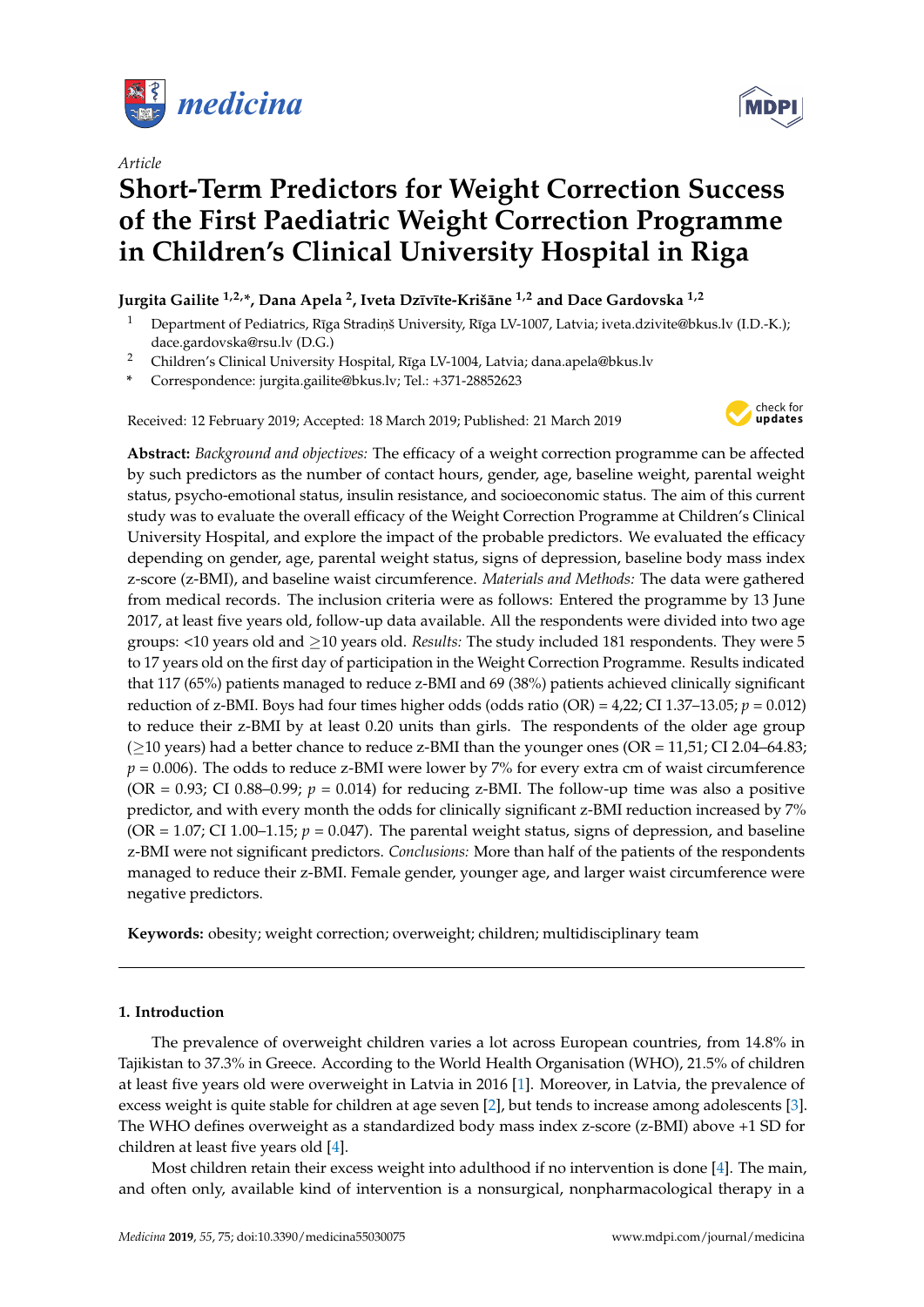*Article*

# Short-Term Predictors for Weight Correction Success of the First Paediatric Weight Correction Programme in Children's Clinical University Hospital in Riga

**Jurgita Gailite [1,2,*], Dana Apela [2], Iveta Dzīvīte-Krišāne [1,2] and Dace Gardovska [1,2]**

[1] Department of Pediatrics, Rīga Stradiņš University, Rīga LV-1007, Latvia; iveta.dzivite@bkus.lv (I.D.-K.); dace.gardovska@rsu.lv (D.G.)

[2] Children's Clinical University Hospital, Rīga LV-1004, Latvia; dana.apela@bkus.lv

\* Correspondence: jurgita.gailite@bkus.lv; Tel.: +371-28852623

Received: 12 February 2019; Accepted: 18 March 2019; Published: 21 March 2019

**Abstract:** *Background and objectives:* The efficacy of a weight correction programme can be affected by such predictors as the number of contact hours, gender, age, baseline weight, parental weight status, psycho-emotional status, insulin resistance, and socioeconomic status. The aim of this current study was to evaluate the overall efficacy of the Weight Correction Programme at Children's Clinical University Hospital, and explore the impact of the probable predictors. We evaluated the efficacy depending on gender, age, parental weight status, signs of depression, baseline body mass index z-score (z-BMI), and baseline waist circumference. *Materials and Methods:* The data were gathered from medical records. The inclusion criteria were as follows: Entered the programme by 13 June 2017, at least five years old, follow-up data available. All the respondents were divided into two age groups: <10 years old and ≥10 years old. *Results:* The study included 181 respondents. They were 5 to 17 years old on the first day of participation in the Weight Correction Programme. Results indicated that 117 (65%) patients managed to reduce z-BMI and 69 (38%) patients achieved clinically significant reduction of z-BMI. Boys had four times higher odds (odds ratio (OR) = 4,22; CI 1.37–13.05; $p = 0.012$) to reduce their z-BMI by at least 0.20 units than girls. The respondents of the older age group (≥10 years) had a better chance to reduce z-BMI than the younger ones (OR = 11,51; CI 2.04–64.83; $p = 0.006$). The odds to reduce z-BMI were lower by 7% for every extra cm of waist circumference (OR = 0.93; CI 0.88–0.99; $p = 0.014$) for reducing z-BMI. The follow-up time was also a positive predictor, and with every month the odds for clinically significant z-BMI reduction increased by 7% (OR = 1.07; CI 1.00–1.15; $p = 0.047$). The parental weight status, signs of depression, and baseline z-BMI were not significant predictors. *Conclusions:* More than half of the patients of the respondents managed to reduce their z-BMI. Female gender, younger age, and larger waist circumference were negative predictors.

**Keywords:** obesity; weight correction; overweight; children; multidisciplinary team

## 1. Introduction

The prevalence of overweight children varies a lot across European countries, from 14.8% in Tajikistan to 37.3% in Greece. According to the World Health Organisation (WHO), 21.5% of children at least five years old were overweight in Latvia in 2016 [1]. Moreover, in Latvia, the prevalence of excess weight is quite stable for children at age seven [2], but tends to increase among adolescents [3]. The WHO defines overweight as a standardized body mass index z-score (z-BMI) above +1 SD for children at least five years old [4].

Most children retain their excess weight into adulthood if no intervention is done [4]. The main, and often only, available kind of intervention is a nonsurgical, nonpharmacological therapy in a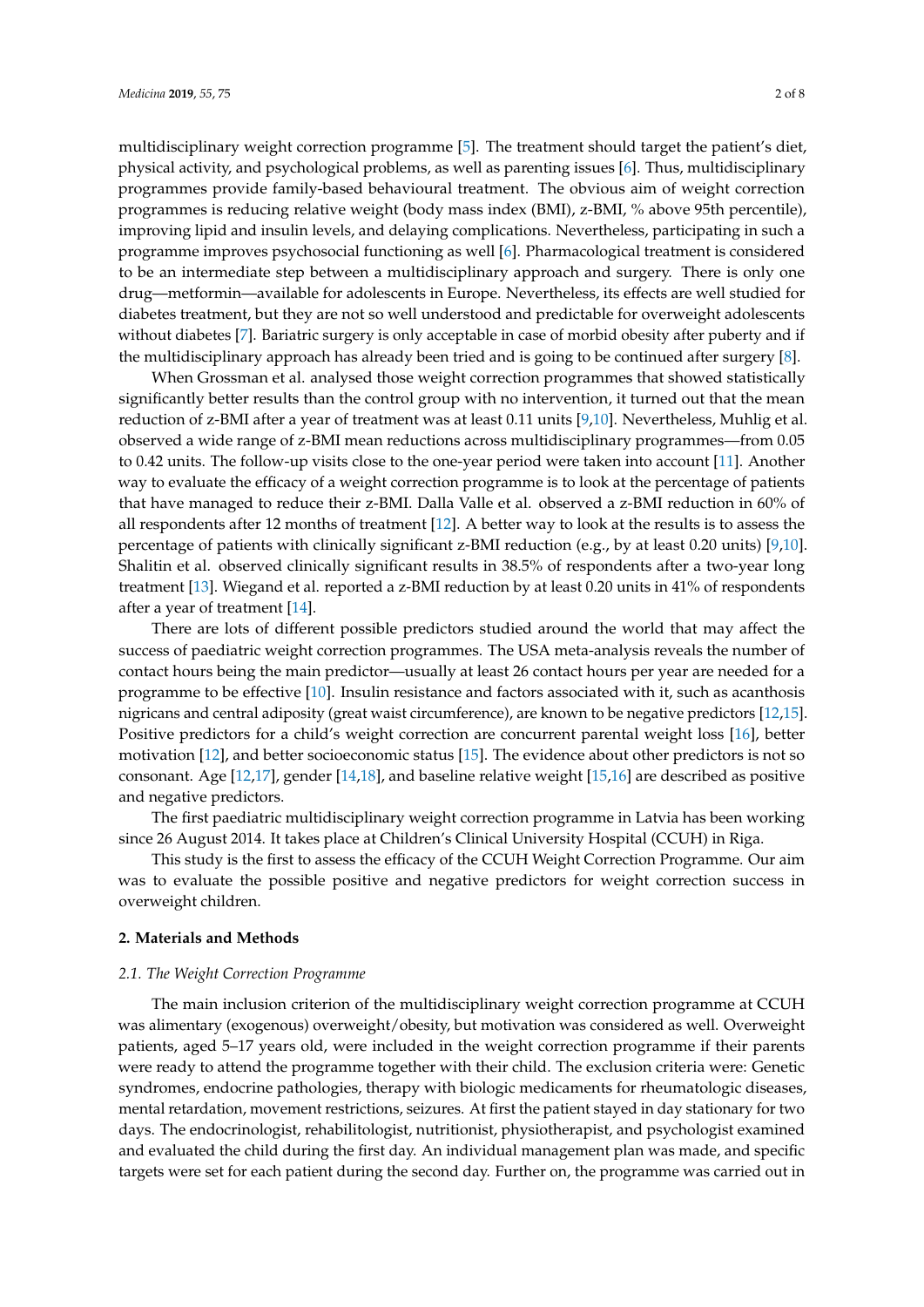multidisciplinary weight correction programme [5]. The treatment should target the patient's diet, physical activity, and psychological problems, as well as parenting issues [6]. Thus, multidisciplinary programmes provide family-based behavioural treatment. The obvious aim of weight correction programmes is reducing relative weight (body mass index (BMI), z-BMI, % above 95th percentile), improving lipid and insulin levels, and delaying complications. Nevertheless, participating in such a programme improves psychosocial functioning as well [6]. Pharmacological treatment is considered to be an intermediate step between a multidisciplinary approach and surgery. There is only one drug—metformin—available for adolescents in Europe. Nevertheless, its effects are well studied for diabetes treatment, but they are not so well understood and predictable for overweight adolescents without diabetes [7]. Bariatric surgery is only acceptable in case of morbid obesity after puberty and if the multidisciplinary approach has already been tried and is going to be continued after surgery [8].

When Grossman et al. analysed those weight correction programmes that showed statistically significantly better results than the control group with no intervention, it turned out that the mean reduction of z-BMI after a year of treatment was at least 0.11 units [9,10]. Nevertheless, Muhlig et al. observed a wide range of z-BMI mean reductions across multidisciplinary programmes—from 0.05 to 0.42 units. The follow-up visits close to the one-year period were taken into account [11]. Another way to evaluate the efficacy of a weight correction programme is to look at the percentage of patients that have managed to reduce their z-BMI. Dalla Valle et al. observed a z-BMI reduction in 60% of all respondents after 12 months of treatment [12]. A better way to look at the results is to assess the percentage of patients with clinically significant z-BMI reduction (e.g., by at least 0.20 units) [9,10]. Shalitin et al. observed clinically significant results in 38.5% of respondents after a two-year long treatment [13]. Wiegand et al. reported a z-BMI reduction by at least 0.20 units in 41% of respondents after a year of treatment [14].

There are lots of different possible predictors studied around the world that may affect the success of paediatric weight correction programmes. The USA meta-analysis reveals the number of contact hours being the main predictor—usually at least 26 contact hours per year are needed for a programme to be effective [10]. Insulin resistance and factors associated with it, such as acanthosis nigricans and central adiposity (great waist circumference), are known to be negative predictors [12,15]. Positive predictors for a child's weight correction are concurrent parental weight loss [16], better motivation [12], and better socioeconomic status [15]. The evidence about other predictors is not so consonant. Age [12,17], gender [14,18], and baseline relative weight [15,16] are described as positive and negative predictors.

The first paediatric multidisciplinary weight correction programme in Latvia has been working since 26 August 2014. It takes place at Children's Clinical University Hospital (CCUH) in Riga.

This study is the first to assess the efficacy of the CCUH Weight Correction Programme. Our aim was to evaluate the possible positive and negative predictors for weight correction success in overweight children.

## 2. Materials and Methods

### *2.1. The Weight Correction Programme*

The main inclusion criterion of the multidisciplinary weight correction programme at CCUH was alimentary (exogenous) overweight/obesity, but motivation was considered as well. Overweight patients, aged 5–17 years old, were included in the weight correction programme if their parents were ready to attend the programme together with their child. The exclusion criteria were: Genetic syndromes, endocrine pathologies, therapy with biologic medicaments for rheumatologic diseases, mental retardation, movement restrictions, seizures. At first the patient stayed in day stationary for two days. The endocrinologist, rehabilitologist, nutritionist, physiotherapist, and psychologist examined and evaluated the child during the first day. An individual management plan was made, and specific targets were set for each patient during the second day. Further on, the programme was carried out in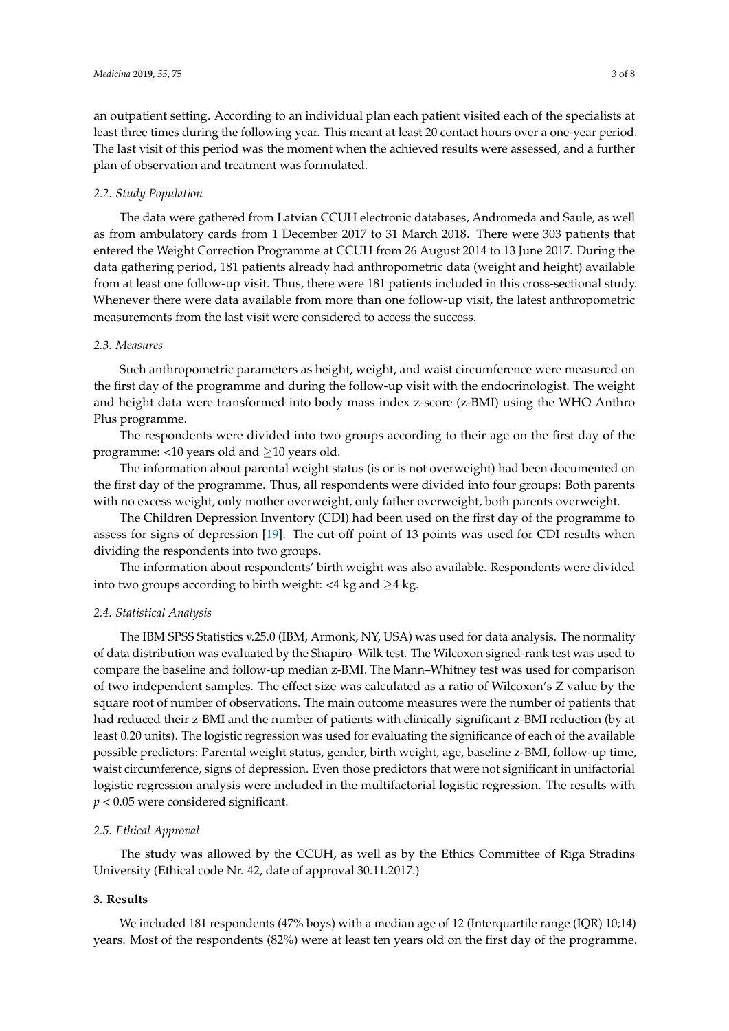an outpatient setting. According to an individual plan each patient visited each of the specialists at least three times during the following year. This meant at least 20 contact hours over a one-year period. The last visit of this period was the moment when the achieved results were assessed, and a further plan of observation and treatment was formulated.

### 2.2. Study Population

The data were gathered from Latvian CCUH electronic databases, Andromeda and Saule, as well as from ambulatory cards from 1 December 2017 to 31 March 2018. There were 303 patients that entered the Weight Correction Programme at CCUH from 26 August 2014 to 13 June 2017. During the data gathering period, 181 patients already had anthropometric data (weight and height) available from at least one follow-up visit. Thus, there were 181 patients included in this cross-sectional study. Whenever there were data available from more than one follow-up visit, the latest anthropometric measurements from the last visit were considered to access the success.

### 2.3. Measures

Such anthropometric parameters as height, weight, and waist circumference were measured on the first day of the programme and during the follow-up visit with the endocrinologist. The weight and height data were transformed into body mass index z-score (z-BMI) using the WHO Anthro Plus programme.

The respondents were divided into two groups according to their age on the first day of the programme: <10 years old and $\geq$10 years old.

The information about parental weight status (is or is not overweight) had been documented on the first day of the programme. Thus, all respondents were divided into four groups: Both parents with no excess weight, only mother overweight, only father overweight, both parents overweight.

The Children Depression Inventory (CDI) had been used on the first day of the programme to assess for signs of depression [19]. The cut-off point of 13 points was used for CDI results when dividing the respondents into two groups.

The information about respondents' birth weight was also available. Respondents were divided into two groups according to birth weight: <4 kg and $\geq$4 kg.

### 2.4. Statistical Analysis

The IBM SPSS Statistics v.25.0 (IBM, Armonk, NY, USA) was used for data analysis. The normality of data distribution was evaluated by the Shapiro–Wilk test. The Wilcoxon signed-rank test was used to compare the baseline and follow-up median z-BMI. The Mann–Whitney test was used for comparison of two independent samples. The effect size was calculated as a ratio of Wilcoxon's Z value by the square root of number of observations. The main outcome measures were the number of patients that had reduced their z-BMI and the number of patients with clinically significant z-BMI reduction (by at least 0.20 units). The logistic regression was used for evaluating the significance of each of the available possible predictors: Parental weight status, gender, birth weight, age, baseline z-BMI, follow-up time, waist circumference, signs of depression. Even those predictors that were not significant in unifactorial logistic regression analysis were included in the multifactorial logistic regression. The results with $p < 0.05$ were considered significant.

### 2.5. Ethical Approval

The study was allowed by the CCUH, as well as by the Ethics Committee of Riga Stradins University (Ethical code Nr. 42, date of approval 30.11.2017.)

## 3. Results

We included 181 respondents (47% boys) with a median age of 12 (Interquartile range (IQR) 10;14) years. Most of the respondents (82%) were at least ten years old on the first day of the programme.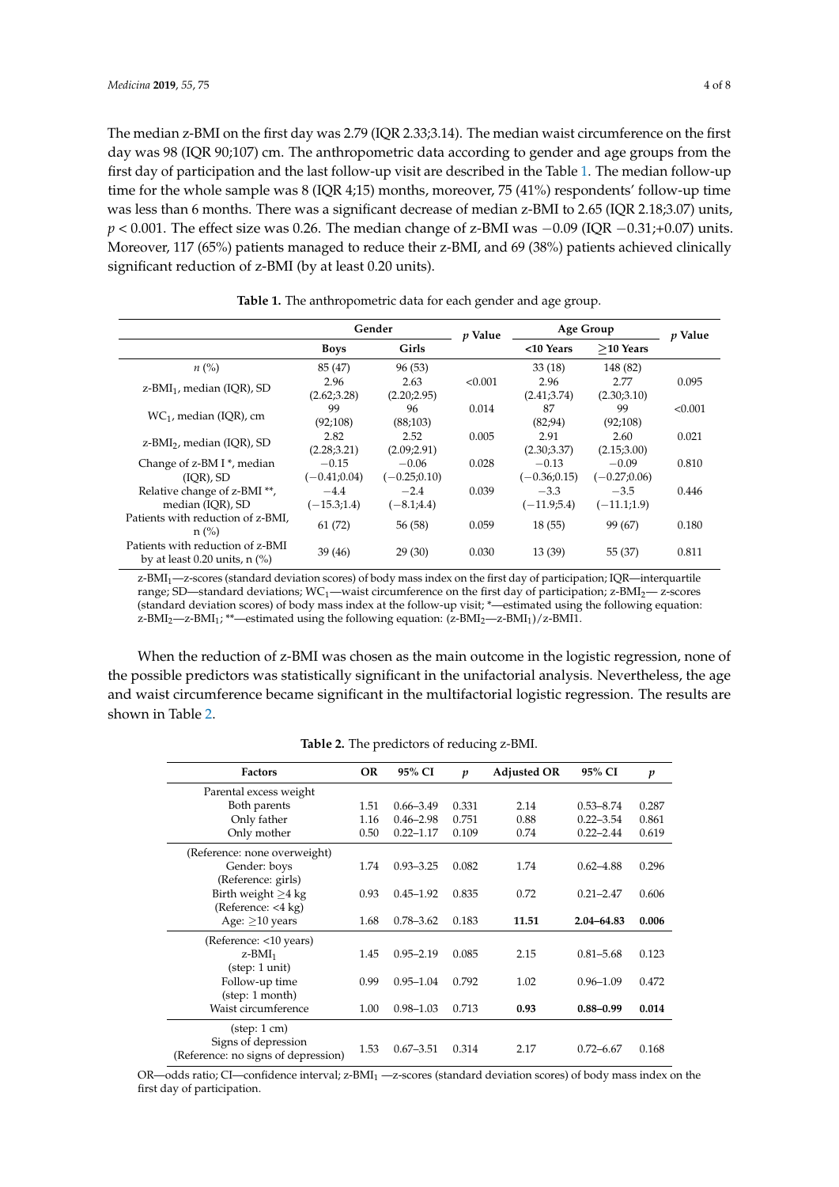The median z-BMI on the first day was 2.79 (IQR 2.33;3.14). The median waist circumference on the first day was 98 (IQR 90;107) cm. The anthropometric data according to gender and age groups from the first day of participation and the last follow-up visit are described in the Table 1. The median follow-up time for the whole sample was 8 (IQR 4;15) months, moreover, 75 (41%) respondents' follow-up time was less than 6 months. There was a significant decrease of median z-BMI to 2.65 (IQR 2.18;3.07) units, $p < 0.001$. The effect size was 0.26. The median change of z-BMI was −0.09 (IQR −0.31;+0.07) units. Moreover, 117 (65%) patients managed to reduce their z-BMI, and 69 (38%) patients achieved clinically significant reduction of z-BMI (by at least 0.20 units).

**Table 1.** The anthropometric data for each gender and age group.

| | Gender | | *p* Value | Age Group | | *p* Value |
|---|---|---|---|---|---|---|
| | Boys | Girls | | <10 Years | ≥10 Years | |
| *n* (%) | 85 (47) | 96 (53) | | 33 (18) | 148 (82) | |
| z-$BMI_1$, median (IQR), SD | 2.96 (2.62;3.28) | 2.63 (2.20;2.95) | <0.001 | 2.96 (2.41;3.74) | 2.77 (2.30;3.10) | 0.095 |
| $WC_1$, median (IQR), cm | 99 (92;108) | 96 (88;103) | 0.014 | 87 (82;94) | 99 (92;108) | <0.001 |
| z-$BMI_2$, median (IQR), SD | 2.82 (2.28;3.21) | 2.52 (2.09;2.91) | 0.005 | 2.91 (2.30;3.37) | 2.60 (2.15;3.00) | 0.021 |
| Change of z-BM I *, median (IQR), SD | −0.15 (−0.41;0.04) | −0.06 (−0.25;0.10) | 0.028 | −0.13 (−0.36;0.15) | −0.09 (−0.27;0.06) | 0.810 |
| Relative change of z-BMI **, median (IQR), SD | −4.4 (−15.3;1.4) | −2.4 (−8.1;4.4) | 0.039 | −3.3 (−11.9;5.4) | −3.5 (−11.1;1.9) | 0.446 |
| Patients with reduction of z-BMI, n (%) | 61 (72) | 56 (58) | 0.059 | 18 (55) | 99 (67) | 0.180 |
| Patients with reduction of z-BMI by at least 0.20 units, n (%) | 39 (46) | 29 (30) | 0.030 | 13 (39) | 55 (37) | 0.811 |

z-$BMI_1$—z-scores (standard deviation scores) of body mass index on the first day of participation; IQR—interquartile range; SD—standard deviations; $WC_1$—waist circumference on the first day of participation; z-$BMI_2$— z-scores (standard deviation scores) of body mass index at the follow-up visit; *—estimated using the following equation: z-$BMI_2$—z-$BMI_1$; **—estimated using the following equation: (z-$BMI_2$—z-$BMI_1$)/z-BMI1.

When the reduction of z-BMI was chosen as the main outcome in the logistic regression, none of the possible predictors was statistically significant in the unifactorial analysis. Nevertheless, the age and waist circumference became significant in the multifactorial logistic regression. The results are shown in Table 2.

**Table 2.** The predictors of reducing z-BMI.

| Factors | OR | 95% CI | *p* | Adjusted OR | 95% CI | *p* |
|---|---|---|---|---|---|---|
| Parental excess weight | | | | | | |
| Both parents | 1.51 | 0.66–3.49 | 0.331 | 2.14 | 0.53–8.74 | 0.287 |
| Only father | 1.16 | 0.46–2.98 | 0.751 | 0.88 | 0.22–3.54 | 0.861 |
| Only mother | 0.50 | 0.22–1.17 | 0.109 | 0.74 | 0.22–2.44 | 0.619 |
| (Reference: none overweight) | | | | | | |
| Gender: boys (Reference: girls) | 1.74 | 0.93–3.25 | 0.082 | 1.74 | 0.62–4.88 | 0.296 |
| Birth weight ≥4 kg (Reference: <4 kg) | 0.93 | 0.45–1.92 | 0.835 | 0.72 | 0.21–2.47 | 0.606 |
| Age: ≥10 years (Reference: <10 years) | 1.68 | 0.78–3.62 | 0.183 | **11.51** | **2.04–64.83** | **0.006** |
| z-$BMI_1$ (step: 1 unit) | 1.45 | 0.95–2.19 | 0.085 | 2.15 | 0.81–5.68 | 0.123 |
| Follow-up time (step: 1 month) | 0.99 | 0.95–1.04 | 0.792 | 1.02 | 0.96–1.09 | 0.472 |
| Waist circumference (step: 1 cm) | 1.00 | 0.98–1.03 | 0.713 | **0.93** | **0.88–0.99** | **0.014** |
| Signs of depression (Reference: no signs of depression) | 1.53 | 0.67–3.51 | 0.314 | 2.17 | 0.72–6.67 | 0.168 |

OR—odds ratio; CI—confidence interval; z-$BMI_1$ —z-scores (standard deviation scores) of body mass index on the first day of participation.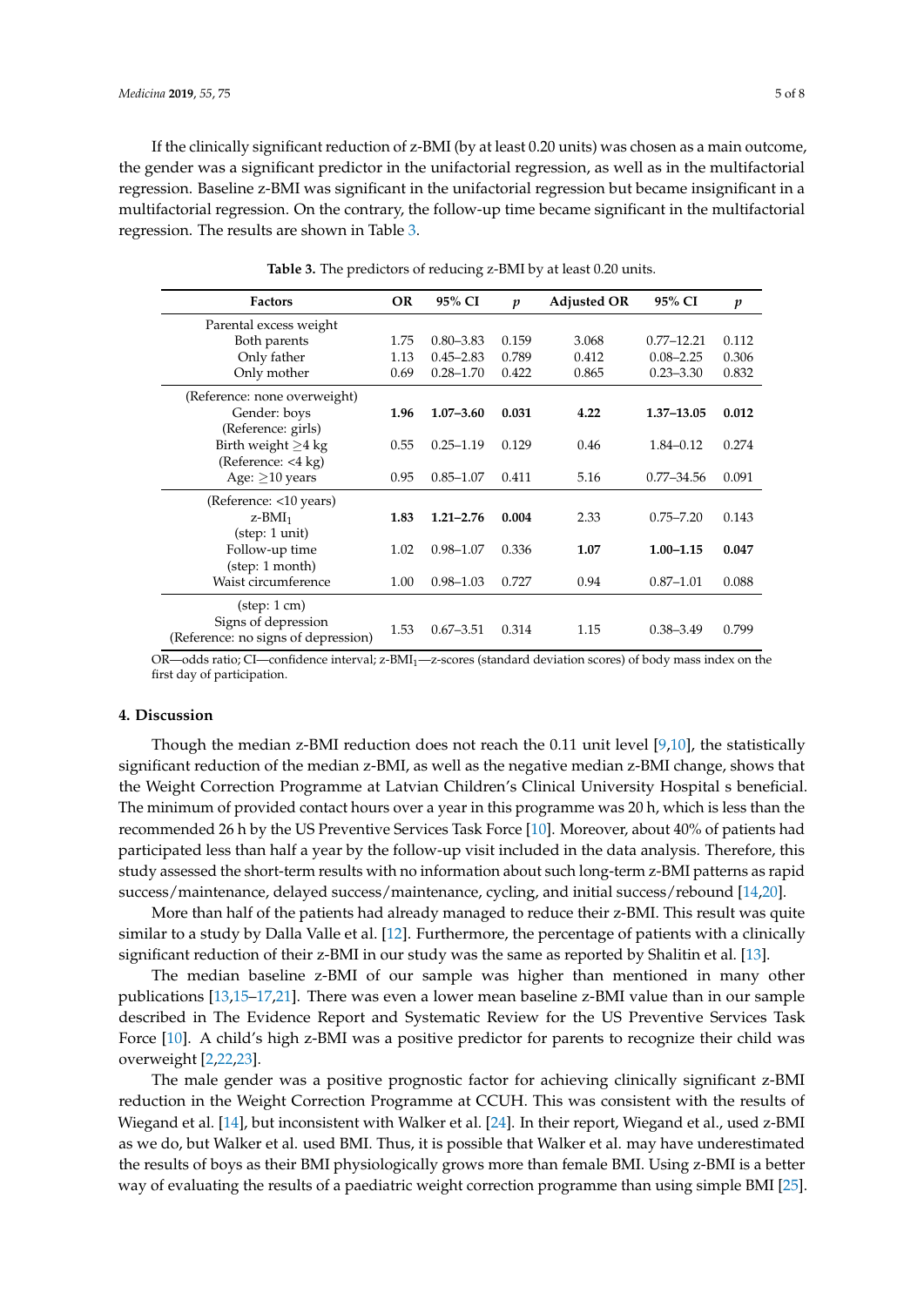If the clinically significant reduction of z-BMI (by at least 0.20 units) was chosen as a main outcome, the gender was a significant predictor in the unifactorial regression, as well as in the multifactorial regression. Baseline z-BMI was significant in the unifactorial regression but became insignificant in a multifactorial regression. On the contrary, the follow-up time became significant in the multifactorial regression. The results are shown in Table 3.

**Table 3.** The predictors of reducing z-BMI by at least 0.20 units.

| Factors | OR | 95% CI | *p* | Adjusted OR | 95% CI | *p* |
|---|---|---|---|---|---|---|
| Parental excess weight | | | | | | |
| Both parents | 1.75 | 0.80–3.83 | 0.159 | 3.068 | 0.77–12.21 | 0.112 |
| Only father | 1.13 | 0.45–2.83 | 0.789 | 0.412 | 0.08–2.25 | 0.306 |
| Only mother | 0.69 | 0.28–1.70 | 0.422 | 0.865 | 0.23–3.30 | 0.832 |
| (Reference: none overweight) | | | | | | |
| Gender: boys | **1.96** | **1.07–3.60** | **0.031** | **4.22** | **1.37–13.05** | **0.012** |
| (Reference: girls) | | | | | | |
| Birth weight ≥4 kg | 0.55 | 0.25–1.19 | 0.129 | 0.46 | 1.84–0.12 | 0.274 |
| (Reference: <4 kg) | | | | | | |
| Age: ≥10 years | 0.95 | 0.85–1.07 | 0.411 | 5.16 | 0.77–34.56 | 0.091 |
| (Reference: <10 years) | | | | | | |
| z-$BMI_1$ | **1.83** | **1.21–2.76** | **0.004** | 2.33 | 0.75–7.20 | 0.143 |
| (step: 1 unit) | | | | | | |
| Follow-up time | 1.02 | 0.98–1.07 | 0.336 | **1.07** | **1.00–1.15** | **0.047** |
| (step: 1 month) | | | | | | |
| Waist circumference | 1.00 | 0.98–1.03 | 0.727 | 0.94 | 0.87–1.01 | 0.088 |
| (step: 1 cm) | | | | | | |
| Signs of depression (Reference: no signs of depression) | 1.53 | 0.67–3.51 | 0.314 | 1.15 | 0.38–3.49 | 0.799 |

OR—odds ratio; CI—confidence interval; z-$BMI_1$—z-scores (standard deviation scores) of body mass index on the first day of participation.

## 4. Discussion

Though the median z-BMI reduction does not reach the 0.11 unit level [9,10], the statistically significant reduction of the median z-BMI, as well as the negative median z-BMI change, shows that the Weight Correction Programme at Latvian Children's Clinical University Hospital s beneficial. The minimum of provided contact hours over a year in this programme was 20 h, which is less than the recommended 26 h by the US Preventive Services Task Force [10]. Moreover, about 40% of patients had participated less than half a year by the follow-up visit included in the data analysis. Therefore, this study assessed the short-term results with no information about such long-term z-BMI patterns as rapid success/maintenance, delayed success/maintenance, cycling, and initial success/rebound [14,20].

More than half of the patients had already managed to reduce their z-BMI. This result was quite similar to a study by Dalla Valle et al. [12]. Furthermore, the percentage of patients with a clinically significant reduction of their z-BMI in our study was the same as reported by Shalitin et al. [13].

The median baseline z-BMI of our sample was higher than mentioned in many other publications [13,15–17,21]. There was even a lower mean baseline z-BMI value than in our sample described in The Evidence Report and Systematic Review for the US Preventive Services Task Force [10]. A child's high z-BMI was a positive predictor for parents to recognize their child was overweight [2,22,23].

The male gender was a positive prognostic factor for achieving clinically significant z-BMI reduction in the Weight Correction Programme at CCUH. This was consistent with the results of Wiegand et al. [14], but inconsistent with Walker et al. [24]. In their report, Wiegand et al., used z-BMI as we do, but Walker et al. used BMI. Thus, it is possible that Walker et al. may have underestimated the results of boys as their BMI physiologically grows more than female BMI. Using z-BMI is a better way of evaluating the results of a paediatric weight correction programme than using simple BMI [25].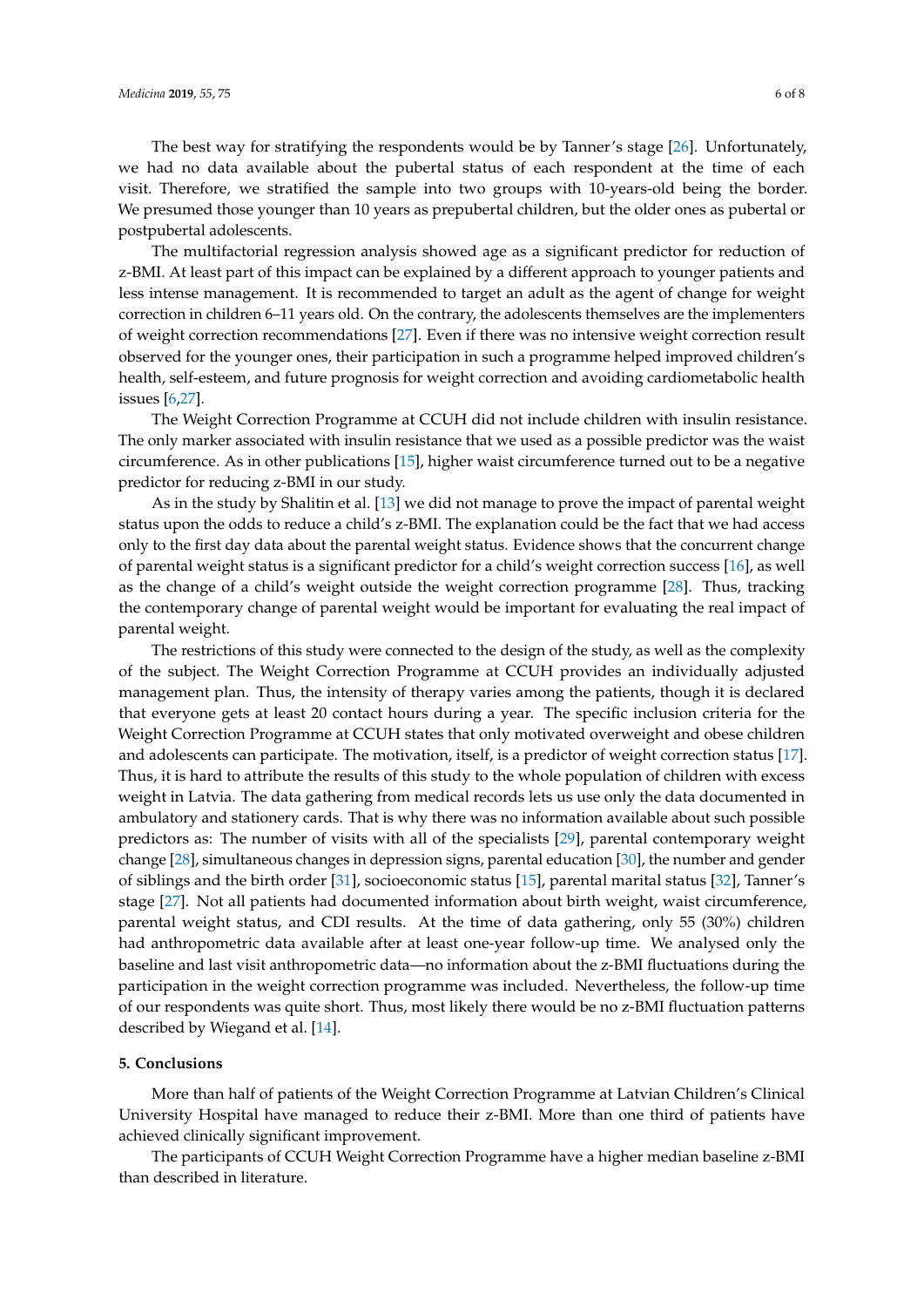The best way for stratifying the respondents would be by Tanner's stage [26]. Unfortunately, we had no data available about the pubertal status of each respondent at the time of each visit. Therefore, we stratified the sample into two groups with 10-years-old being the border. We presumed those younger than 10 years as prepubertal children, but the older ones as pubertal or postpubertal adolescents.

The multifactorial regression analysis showed age as a significant predictor for reduction of z-BMI. At least part of this impact can be explained by a different approach to younger patients and less intense management. It is recommended to target an adult as the agent of change for weight correction in children 6–11 years old. On the contrary, the adolescents themselves are the implementers of weight correction recommendations [27]. Even if there was no intensive weight correction result observed for the younger ones, their participation in such a programme helped improved children's health, self-esteem, and future prognosis for weight correction and avoiding cardiometabolic health issues [6,27].

The Weight Correction Programme at CCUH did not include children with insulin resistance. The only marker associated with insulin resistance that we used as a possible predictor was the waist circumference. As in other publications [15], higher waist circumference turned out to be a negative predictor for reducing z-BMI in our study.

As in the study by Shalitin et al. [13] we did not manage to prove the impact of parental weight status upon the odds to reduce a child's z-BMI. The explanation could be the fact that we had access only to the first day data about the parental weight status. Evidence shows that the concurrent change of parental weight status is a significant predictor for a child's weight correction success [16], as well as the change of a child's weight outside the weight correction programme [28]. Thus, tracking the contemporary change of parental weight would be important for evaluating the real impact of parental weight.

The restrictions of this study were connected to the design of the study, as well as the complexity of the subject. The Weight Correction Programme at CCUH provides an individually adjusted management plan. Thus, the intensity of therapy varies among the patients, though it is declared that everyone gets at least 20 contact hours during a year. The specific inclusion criteria for the Weight Correction Programme at CCUH states that only motivated overweight and obese children and adolescents can participate. The motivation, itself, is a predictor of weight correction status [17]. Thus, it is hard to attribute the results of this study to the whole population of children with excess weight in Latvia. The data gathering from medical records lets us use only the data documented in ambulatory and stationery cards. That is why there was no information available about such possible predictors as: The number of visits with all of the specialists [29], parental contemporary weight change [28], simultaneous changes in depression signs, parental education [30], the number and gender of siblings and the birth order [31], socioeconomic status [15], parental marital status [32], Tanner's stage [27]. Not all patients had documented information about birth weight, waist circumference, parental weight status, and CDI results. At the time of data gathering, only 55 (30%) children had anthropometric data available after at least one-year follow-up time. We analysed only the baseline and last visit anthropometric data—no information about the z-BMI fluctuations during the participation in the weight correction programme was included. Nevertheless, the follow-up time of our respondents was quite short. Thus, most likely there would be no z-BMI fluctuation patterns described by Wiegand et al. [14].

## 5. Conclusions

More than half of patients of the Weight Correction Programme at Latvian Children's Clinical University Hospital have managed to reduce their z-BMI. More than one third of patients have achieved clinically significant improvement.

The participants of CCUH Weight Correction Programme have a higher median baseline z-BMI than described in literature.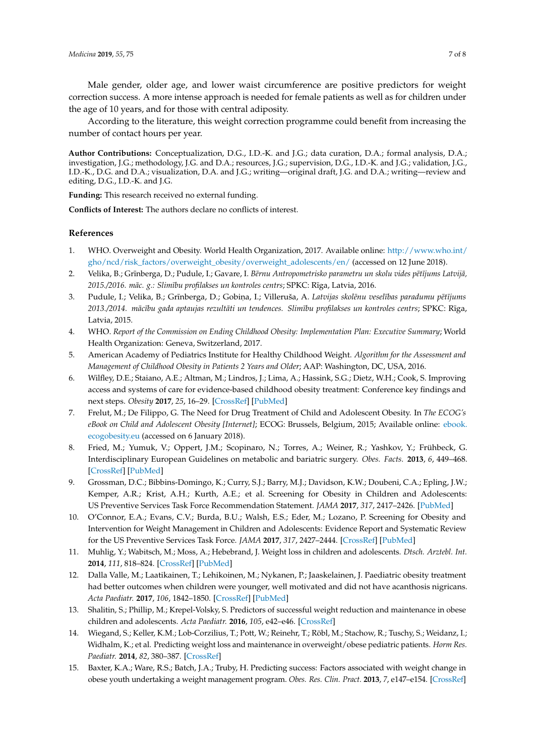Male gender, older age, and lower waist circumference are positive predictors for weight correction success. A more intense approach is needed for female patients as well as for children under the age of 10 years, and for those with central adiposity.

According to the literature, this weight correction programme could benefit from increasing the number of contact hours per year.

**Author Contributions:** Conceptualization, D.G., I.D.-K. and J.G.; data curation, D.A.; formal analysis, D.A.; investigation, J.G.; methodology, J.G. and D.A.; resources, J.G.; supervision, D.G., I.D.-K. and J.G.; validation, J.G., I.D.-K., D.G. and D.A.; visualization, D.A. and J.G.; writing—original draft, J.G. and D.A.; writing—review and editing, D.G., I.D.-K. and J.G.

**Funding:** This research received no external funding.

**Conflicts of Interest:** The authors declare no conflicts of interest.

## References

1. WHO. Overweight and Obesity. World Health Organization, 2017. Available online: http://www.who.int/gho/ncd/risk_factors/overweight_obesity/overweight_adolescents/en/ (accessed on 12 June 2018).
2. Velika, B.; Grīnberga, D.; Pudule, I.; Gavare, I. *Bērnu Antropometrisko parametru un skolu vides pētījums Latvijā, 2015./2016. māc. g.: Slimību profilakses un kontroles centrs*; SPKC: Rīga, Latvia, 2016.
3. Pudule, I.; Velika, B.; Grīnberga, D.; Gobiņa, I.; Villeruša, A. *Latvijas skolēnu veselības paradumu pētījums 2013./2014. mācību gada aptaujas rezultāti un tendences. Slimību profilakses un kontroles centrs*; SPKC: Rīga, Latvia, 2015.
4. WHO. *Report of the Commission on Ending Childhood Obesity: Implementation Plan: Executive Summary*; World Health Organization: Geneva, Switzerland, 2017.
5. American Academy of Pediatrics Institute for Healthy Childhood Weight. *Algorithm for the Assessment and Management of Childhood Obesity in Patients 2 Years and Older*; AAP: Washington, DC, USA, 2016.
6. Wilfley, D.E.; Staiano, A.E.; Altman, M.; Lindros, J.; Lima, A.; Hassink, S.G.; Dietz, W.H.; Cook, S. Improving access and systems of care for evidence-based childhood obesity treatment: Conference key findings and next steps. *Obesity* **2017**, *25*, 16–29. [CrossRef] [PubMed]
7. Frelut, M.; De Filippo, G. The Need for Drug Treatment of Child and Adolescent Obesity. In *The ECOG's eBook on Child and Adolescent Obesity [Internet]*; ECOG: Brussels, Belgium, 2015; Available online: ebook.ecogobesity.eu (accessed on 6 January 2018).
8. Fried, M.; Yumuk, V.; Oppert, J.M.; Scopinaro, N.; Torres, A.; Weiner, R.; Yashkov, Y.; Frühbeck, G. Interdisciplinary European Guidelines on metabolic and bariatric surgery. *Obes. Facts.* **2013**, *6*, 449–468. [CrossRef] [PubMed]
9. Grossman, D.C.; Bibbins-Domingo, K.; Curry, S.J.; Barry, M.J.; Davidson, K.W.; Doubeni, C.A.; Epling, J.W.; Kemper, A.R.; Krist, A.H.; Kurth, A.E.; et al. Screening for Obesity in Children and Adolescents: US Preventive Services Task Force Recommendation Statement. *JAMA* **2017**, *317*, 2417–2426. [PubMed]
10. O'Connor, E.A.; Evans, C.V.; Burda, B.U.; Walsh, E.S.; Eder, M.; Lozano, P. Screening for Obesity and Intervention for Weight Management in Children and Adolescents: Evidence Report and Systematic Review for the US Preventive Services Task Force. *JAMA* **2017**, *317*, 2427–2444. [CrossRef] [PubMed]
11. Muhlig, Y.; Wabitsch, M.; Moss, A.; Hebebrand, J. Weight loss in children and adolescents. *Dtsch. Arztebl. Int.* **2014**, *111*, 818–824. [CrossRef] [PubMed]
12. Dalla Valle, M.; Laatikainen, T.; Lehikoinen, M.; Nykanen, P.; Jaaskelainen, J. Paediatric obesity treatment had better outcomes when children were younger, well motivated and did not have acanthosis nigricans. *Acta Paediatr.* **2017**, *106*, 1842–1850. [CrossRef] [PubMed]
13. Shalitin, S.; Phillip, M.; Krepel-Volsky, S. Predictors of successful weight reduction and maintenance in obese children and adolescents. *Acta Paediatr.* **2016**, *105*, e42–e46. [CrossRef]
14. Wiegand, S.; Keller, K.M.; Lob-Corzilius, T.; Pott, W.; Reinehr, T.; Röbl, M.; Stachow, R.; Tuschy, S.; Weidanz, I.; Widhalm, K.; et al. Predicting weight loss and maintenance in overweight/obese pediatric patients. *Horm Res. Paediatr.* **2014**, *82*, 380–387. [CrossRef]
15. Baxter, K.A.; Ware, R.S.; Batch, J.A.; Truby, H. Predicting success: Factors associated with weight change in obese youth undertaking a weight management program. *Obes. Res. Clin. Pract.* **2013**, *7*, e147–e154. [CrossRef]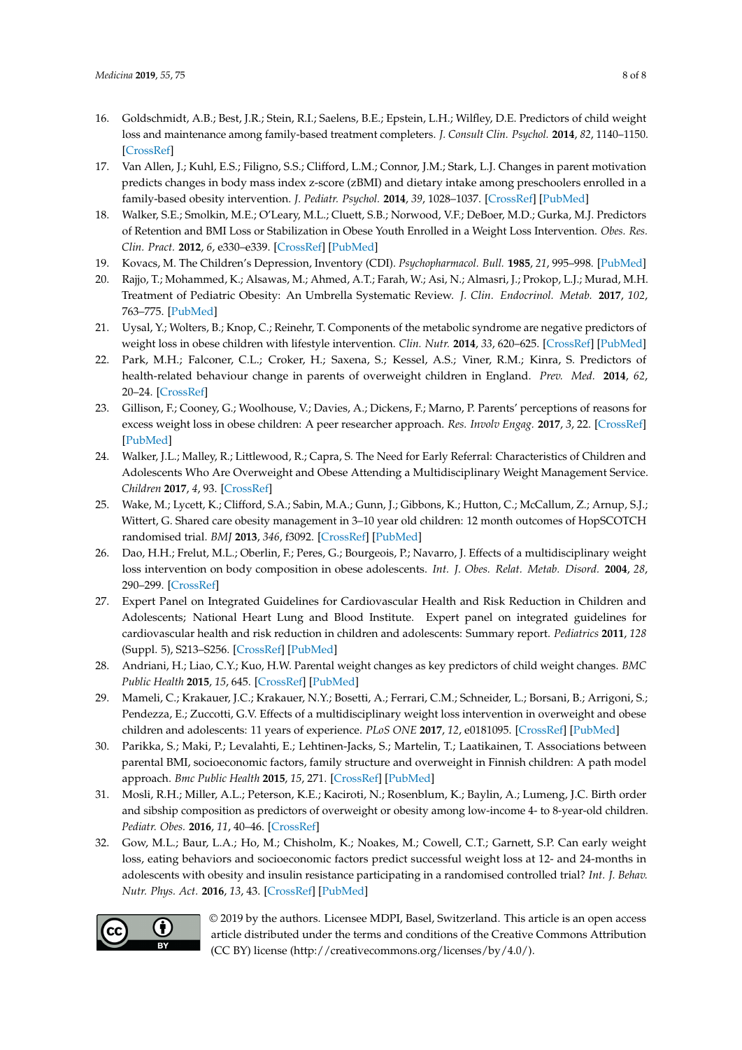16. Goldschmidt, A.B.; Best, J.R.; Stein, R.I.; Saelens, B.E.; Epstein, L.H.; Wilfley, D.E. Predictors of child weight loss and maintenance among family-based treatment completers. *J. Consult Clin. Psychol.* **2014**, *82*, 1140–1150. [CrossRef]
17. Van Allen, J.; Kuhl, E.S.; Filigno, S.S.; Clifford, L.M.; Connor, J.M.; Stark, L.J. Changes in parent motivation predicts changes in body mass index z-score (zBMI) and dietary intake among preschoolers enrolled in a family-based obesity intervention. *J. Pediatr. Psychol.* **2014**, *39*, 1028–1037. [CrossRef] [PubMed]
18. Walker, S.E.; Smolkin, M.E.; O'Leary, M.L.; Cluett, S.B.; Norwood, V.F.; DeBoer, M.D.; Gurka, M.J. Predictors of Retention and BMI Loss or Stabilization in Obese Youth Enrolled in a Weight Loss Intervention. *Obes. Res. Clin. Pract.* **2012**, *6*, e330–e339. [CrossRef] [PubMed]
19. Kovacs, M. The Children's Depression, Inventory (CDI). *Psychopharmacol. Bull.* **1985**, *21*, 995–998. [PubMed]
20. Rajjo, T.; Mohammed, K.; Alsawas, M.; Ahmed, A.T.; Farah, W.; Asi, N.; Almasri, J.; Prokop, L.J.; Murad, M.H. Treatment of Pediatric Obesity: An Umbrella Systematic Review. *J. Clin. Endocrinol. Metab.* **2017**, *102*, 763–775. [PubMed]
21. Uysal, Y.; Wolters, B.; Knop, C.; Reinehr, T. Components of the metabolic syndrome are negative predictors of weight loss in obese children with lifestyle intervention. *Clin. Nutr.* **2014**, *33*, 620–625. [CrossRef] [PubMed]
22. Park, M.H.; Falconer, C.L.; Croker, H.; Saxena, S.; Kessel, A.S.; Viner, R.M.; Kinra, S. Predictors of health-related behaviour change in parents of overweight children in England. *Prev. Med.* **2014**, *62*, 20–24. [CrossRef]
23. Gillison, F.; Cooney, G.; Woolhouse, V.; Davies, A.; Dickens, F.; Marno, P. Parents' perceptions of reasons for excess weight loss in obese children: A peer researcher approach. *Res. Involv Engag.* **2017**, *3*, 22. [CrossRef] [PubMed]
24. Walker, J.L.; Malley, R.; Littlewood, R.; Capra, S. The Need for Early Referral: Characteristics of Children and Adolescents Who Are Overweight and Obese Attending a Multidisciplinary Weight Management Service. *Children* **2017**, *4*, 93. [CrossRef]
25. Wake, M.; Lycett, K.; Clifford, S.A.; Sabin, M.A.; Gunn, J.; Gibbons, K.; Hutton, C.; McCallum, Z.; Arnup, S.J.; Wittert, G. Shared care obesity management in 3–10 year old children: 12 month outcomes of HopSCOTCH randomised trial. *BMJ* **2013**, *346*, f3092. [CrossRef] [PubMed]
26. Dao, H.H.; Frelut, M.L.; Oberlin, F.; Peres, G.; Bourgeois, P.; Navarro, J. Effects of a multidisciplinary weight loss intervention on body composition in obese adolescents. *Int. J. Obes. Relat. Metab. Disord.* **2004**, *28*, 290–299. [CrossRef]
27. Expert Panel on Integrated Guidelines for Cardiovascular Health and Risk Reduction in Children and Adolescents; National Heart Lung and Blood Institute. Expert panel on integrated guidelines for cardiovascular health and risk reduction in children and adolescents: Summary report. *Pediatrics* **2011**, *128* (Suppl. 5), S213–S256. [CrossRef] [PubMed]
28. Andriani, H.; Liao, C.Y.; Kuo, H.W. Parental weight changes as key predictors of child weight changes. *BMC Public Health* **2015**, *15*, 645. [CrossRef] [PubMed]
29. Mameli, C.; Krakauer, J.C.; Krakauer, N.Y.; Bosetti, A.; Ferrari, C.M.; Schneider, L.; Borsani, B.; Arrigoni, S.; Pendezza, E.; Zuccotti, G.V. Effects of a multidisciplinary weight loss intervention in overweight and obese children and adolescents: 11 years of experience. *PLoS ONE* **2017**, *12*, e0181095. [CrossRef] [PubMed]
30. Parikka, S.; Maki, P.; Levalahti, E.; Lehtinen-Jacks, S.; Martelin, T.; Laatikainen, T. Associations between parental BMI, socioeconomic factors, family structure and overweight in Finnish children: A path model approach. *Bmc Public Health* **2015**, *15*, 271. [CrossRef] [PubMed]
31. Mosli, R.H.; Miller, A.L.; Peterson, K.E.; Kaciroti, N.; Rosenblum, K.; Baylin, A.; Lumeng, J.C. Birth order and sibship composition as predictors of overweight or obesity among low-income 4- to 8-year-old children. *Pediatr. Obes.* **2016**, *11*, 40–46. [CrossRef]
32. Gow, M.L.; Baur, L.A.; Ho, M.; Chisholm, K.; Noakes, M.; Cowell, C.T.; Garnett, S.P. Can early weight loss, eating behaviors and socioeconomic factors predict successful weight loss at 12- and 24-months in adolescents with obesity and insulin resistance participating in a randomised controlled trial? *Int. J. Behav. Nutr. Phys. Act.* **2016**, *13*, 43. [CrossRef] [PubMed]

© 2019 by the authors. Licensee MDPI, Basel, Switzerland. This article is an open access article distributed under the terms and conditions of the Creative Commons Attribution (CC BY) license (http://creativecommons.org/licenses/by/4.0/).